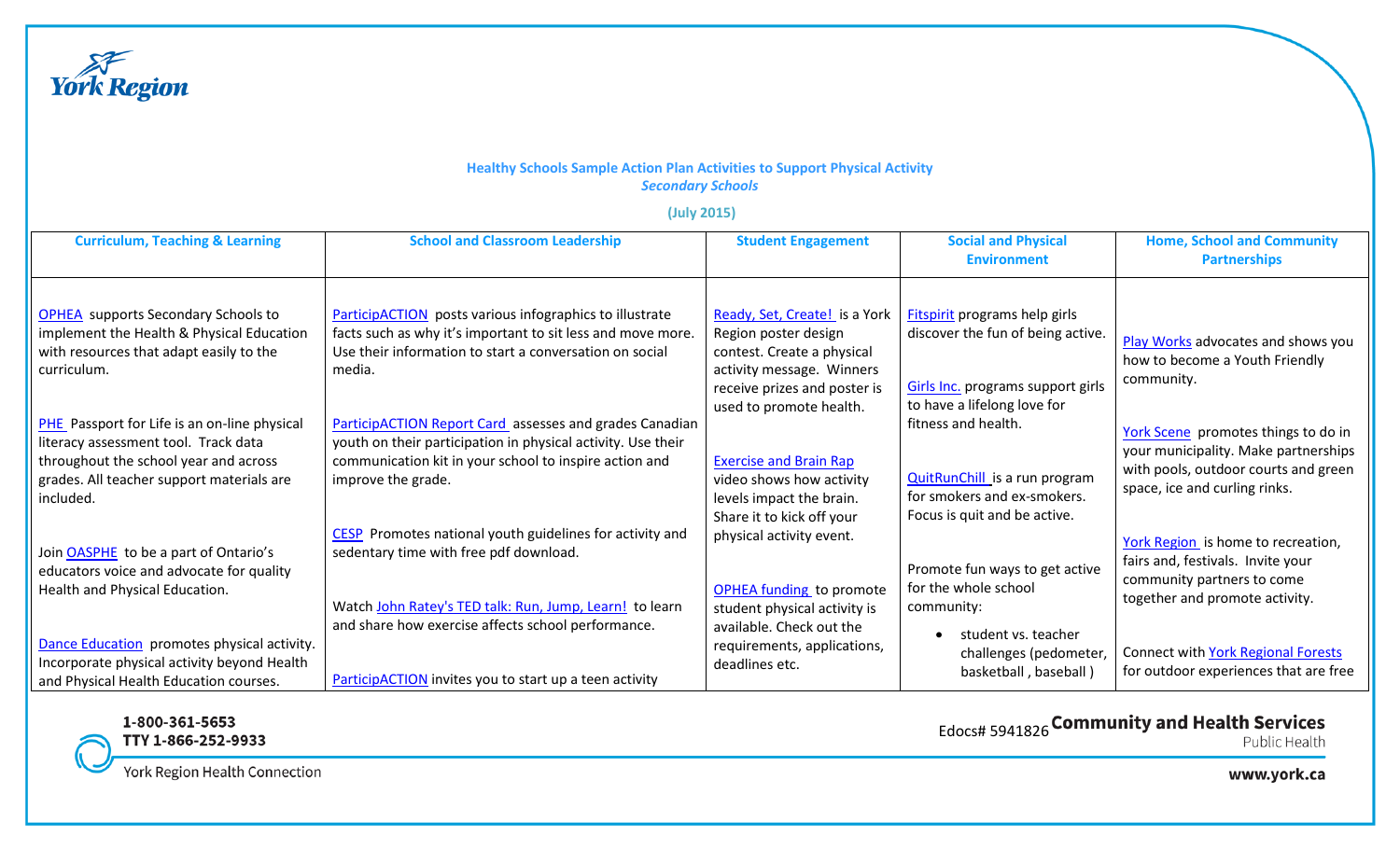York Region

**Healthy Schools Sample Action Plan Activities to Support Physical Activity**
***Secondary Schools***

**(July 2015)**

| Curriculum, Teaching & Learning | School and Classroom Leadership | Student Engagement | Social and Physical Environment | Home, School and Community Partnerships |
|---|---|---|---|---|
| OPHEA supports Secondary Schools to implement the Health & Physical Education with resources that adapt easily to the curriculum.<br><br>PHE Passport for Life is an on-line physical literacy assessment tool. Track data throughout the school year and across grades. All teacher support materials are included.<br><br>Join OASPHE to be a part of Ontario's educators voice and advocate for quality Health and Physical Education.<br><br>Dance Education promotes physical activity. Incorporate physical activity beyond Health and Physical Health Education courses. | ParticipACTION posts various infographics to illustrate facts such as why it's important to sit less and move more. Use their information to start a conversation on social media.<br><br>ParticipACTION Report Card assesses and grades Canadian youth on their participation in physical activity. Use their communication kit in your school to inspire action and improve the grade.<br><br>CESP Promotes national youth guidelines for activity and sedentary time with free pdf download.<br><br>Watch John Ratey's TED talk: Run, Jump, Learn! to learn and share how exercise affects school performance.<br><br>ParticipACTION invites you to start up a teen activity | Ready, Set, Create! is a York Region poster design contest. Create a physical activity message. Winners receive prizes and poster is used to promote health.<br><br>Exercise and Brain Rap video shows how activity levels impact the brain. Share it to kick off your physical activity event.<br><br>OPHEA funding to promote student physical activity is available. Check out the requirements, applications, deadlines etc. | Fitspirit programs help girls discover the fun of being active.<br><br>Girls Inc. programs support girls to have a lifelong love for fitness and health.<br><br>QuitRunChill is a run program for smokers and ex-smokers. Focus is quit and be active.<br><br>Promote fun ways to get active for the whole school community:<br>• student vs. teacher challenges (pedometer, basketball , baseball ) | Play Works advocates and shows you how to become a Youth Friendly community.<br><br>York Scene promotes things to do in your municipality. Make partnerships with pools, outdoor courts and green space, ice and curling rinks.<br><br>York Region is home to recreation, fairs and, festivals. Invite your community partners to come together and promote activity.<br><br>Connect with York Regional Forests for outdoor experiences that are free |

1-800-361-5653
TTY 1-866-252-9933
York Region Health Connection

Edocs# 5941826 **Community and Health Services**
Public Health

**www.york.ca**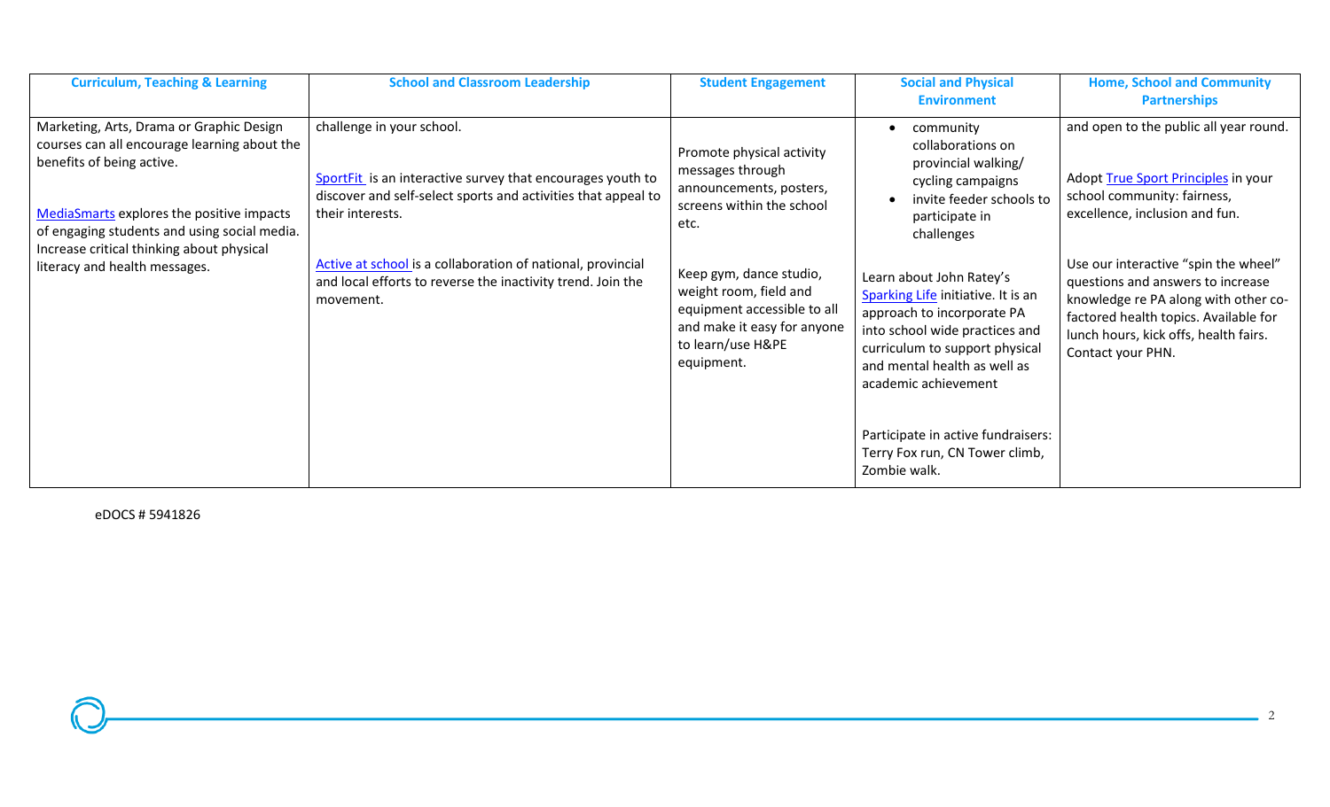| Curriculum, Teaching & Learning | School and Classroom Leadership | Student Engagement | Social and Physical Environment | Home, School and Community Partnerships |
|---|---|---|---|---|
| Marketing, Arts, Drama or Graphic Design courses can all encourage learning about the benefits of being active.<br><br>MediaSmarts explores the positive impacts of engaging students and using social media. Increase critical thinking about physical literacy and health messages. | challenge in your school.<br><br>SportFit is an interactive survey that encourages youth to discover and self-select sports and activities that appeal to their interests.<br><br>Active at school is a collaboration of national, provincial and local efforts to reverse the inactivity trend. Join the movement. | Promote physical activity messages through announcements, posters, screens within the school etc.<br><br>Keep gym, dance studio, weight room, field and equipment accessible to all and make it easy for anyone to learn/use H&PE equipment. | • community collaborations on provincial walking/ cycling campaigns<br>• invite feeder schools to participate in challenges<br><br>Learn about John Ratey's Sparking Life initiative. It is an approach to incorporate PA into school wide practices and curriculum to support physical and mental health as well as academic achievement<br><br>Participate in active fundraisers: Terry Fox run, CN Tower climb, Zombie walk. | and open to the public all year round.<br><br>Adopt True Sport Principles in your school community: fairness, excellence, inclusion and fun.<br><br>Use our interactive "spin the wheel" questions and answers to increase knowledge re PA along with other co-factored health topics. Available for lunch hours, kick offs, health fairs. Contact your PHN. |

eDOCS # 5941826